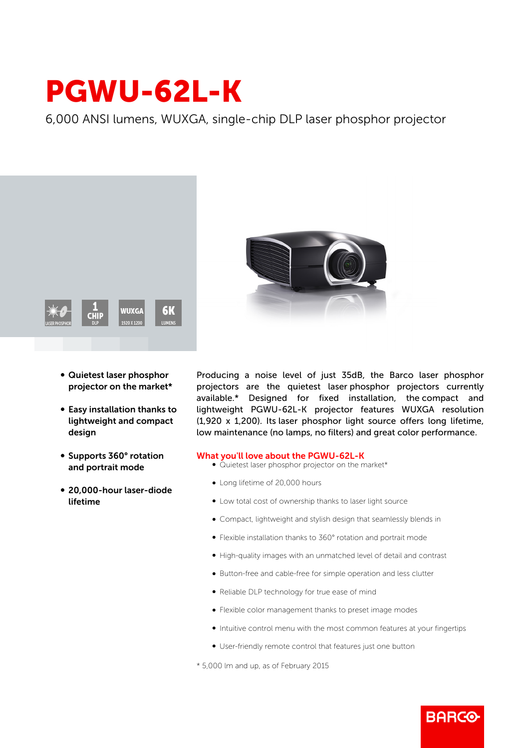# PGWU-62L-K

6,000 ANSI lumens, WUXGA, single-chip DLP laser phosphor projector

LASER PHOSPHOR | 1 CHIP DLP | WUXGA 1920 X 1200 | 6K LUMENS

- **Quietest laser phosphor projector on the market***
- **Easy installation thanks to lightweight and compact design**
- **Supports 360° rotation and portrait mode**
- **20,000-hour laser-diode lifetime**

Producing a noise level of just 35dB, the Barco laser phosphor projectors are the quietest laser phosphor projectors currently available.* Designed for fixed installation, the compact and lightweight PGWU-62L-K projector features WUXGA resolution (1,920 x 1,200). Its laser phosphor light source offers long lifetime, low maintenance (no lamps, no filters) and great color performance.

## What you'll love about the PGWU-62L-K

- Quietest laser phosphor projector on the market*
- Long lifetime of 20,000 hours
- Low total cost of ownership thanks to laser light source
- Compact, lightweight and stylish design that seamlessly blends in
- Flexible installation thanks to 360° rotation and portrait mode
- High-quality images with an unmatched level of detail and contrast
- Button-free and cable-free for simple operation and less clutter
- Reliable DLP technology for true ease of mind
- Flexible color management thanks to preset image modes
- Intuitive control menu with the most common features at your fingertips
- User-friendly remote control that features just one button

* 5,000 lm and up, as of February 2015

BARCO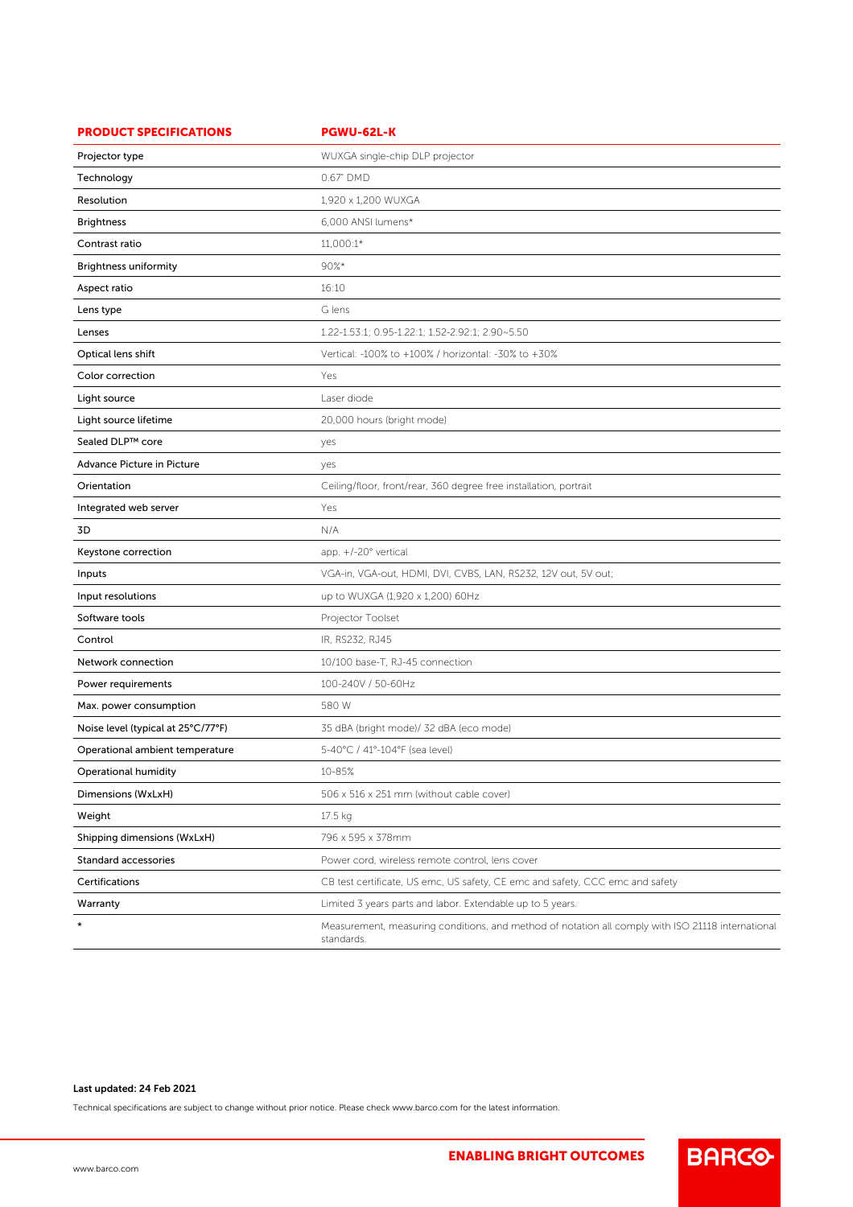| PRODUCT SPECIFICATIONS | PGWU-62L-K |
|---|---|
| Projector type | WUXGA single-chip DLP projector |
| Technology | 0.67" DMD |
| Resolution | 1,920 x 1,200 WUXGA |
| Brightness | 6,000 ANSI lumens* |
| Contrast ratio | 11,000:1* |
| Brightness uniformity | 90%* |
| Aspect ratio | 16:10 |
| Lens type | G lens |
| Lenses | 1.22-1.53:1; 0.95-1.22:1; 1.52-2.92:1; 2.90~5.50 |
| Optical lens shift | Vertical: -100% to +100% / horizontal: -30% to +30% |
| Color correction | Yes |
| Light source | Laser diode |
| Light source lifetime | 20,000 hours (bright mode) |
| Sealed DLP™ core | yes |
| Advance Picture in Picture | yes |
| Orientation | Ceiling/floor, front/rear, 360 degree free installation, portrait |
| Integrated web server | Yes |
| 3D | N/A |
| Keystone correction | app. +/-20° vertical |
| Inputs | VGA-in, VGA-out, HDMI, DVI, CVBS, LAN, RS232, 12V out, 5V out; |
| Input resolutions | up to WUXGA (1,920 x 1,200) 60Hz |
| Software tools | Projector Toolset |
| Control | IR, RS232, RJ45 |
| Network connection | 10/100 base-T, RJ-45 connection |
| Power requirements | 100-240V / 50-60Hz |
| Max. power consumption | 580 W |
| Noise level (typical at 25°C/77°F) | 35 dBA (bright mode)/ 32 dBA (eco mode) |
| Operational ambient temperature | 5-40°C / 41°-104°F (sea level) |
| Operational humidity | 10-85% |
| Dimensions (WxLxH) | 506 x 516 x 251 mm (without cable cover) |
| Weight | 17.5 kg |
| Shipping dimensions (WxLxH) | 796 x 595 x 378mm |
| Standard accessories | Power cord, wireless remote control, lens cover |
| Certifications | CB test certificate, US emc, US safety, CE emc and safety, CCC emc and safety |
| Warranty | Limited 3 years parts and labor. Extendable up to 5 years. |
| * | Measurement, measuring conditions, and method of notation all comply with ISO 21118 international standards. |

**Last updated: 24 Feb 2021**

Technical specifications are subject to change without prior notice. Please check www.barco.com for the latest information.

www.barco.com

**ENABLING BRIGHT OUTCOMES**

BARCO